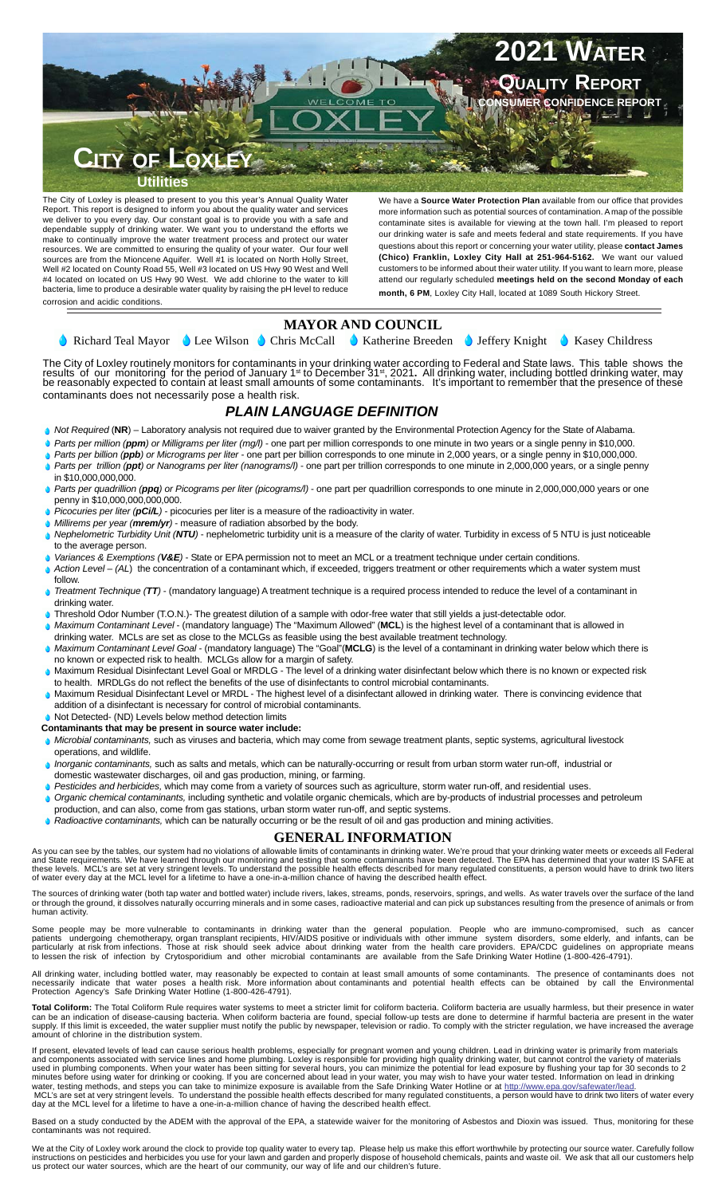# 2021 Water Quality Report

**Consumer Confidence Report**

## City of Loxley

**Utilities**

The City of Loxley is pleased to present to you this year's Annual Quality Water Report. This report is designed to inform you about the quality water and services we deliver to you every day. Our constant goal is to provide you with a safe and dependable supply of drinking water. We want you to understand the efforts we make to continually improve the water treatment process and protect our water resources. We are committed to ensuring the quality of your water. Our four well sources are from the Mioncene Aquifer. Well #1 is located on North Holly Street, Well #2 located on County Road 55, Well #3 located on US Hwy 90 West and Well #4 located on located on US Hwy 90 West. We add chlorine to the water to kill bacteria, lime to produce a desirable water quality by raising the pH level to reduce corrosion and acidic conditions.

We have a **Source Water Protection Plan** available from our office that provides more information such as potential sources of contamination. A map of the possible contaminate sites is available for viewing at the town hall. I'm pleased to report our drinking water is safe and meets federal and state requirements. If you have questions about this report or concerning your water utility, please **contact James (Chico) Franklin, Loxley City Hall at 251-964-5162.** We want our valued customers to be informed about their water utility. If you want to learn more, please attend our regularly scheduled **meetings held on the second Monday of each month, 6 PM**, Loxley City Hall, located at 1089 South Hickory Street.

## MAYOR AND COUNCIL

Richard Teal Mayor · Lee Wilson · Chris McCall · Katherine Breeden · Jeffery Knight · Kasey Childress

The City of Loxley routinely monitors for contaminants in your drinking water according to Federal and State laws. This table shows the results of our monitoring for the period of January 1st to December 31st, 2021. All drinking water, including bottled drinking water, may be reasonably expected to contain at least small amounts of some contaminants. It's important to remember that the presence of these contaminants does not necessarily pose a health risk.

## *PLAIN LANGUAGE DEFINITION*

- *Not Required* (**NR**) – Laboratory analysis not required due to waiver granted by the Environmental Protection Agency for the State of Alabama.
- *Parts per million (**ppm**) or Milligrams per liter (mg/l)* - one part per million corresponds to one minute in two years or a single penny in $10,000.
- *Parts per billion (**ppb**) or Micrograms per liter* - one part per billion corresponds to one minute in 2,000 years, or a single penny in $10,000,000.
- *Parts per trillion (**ppt**) or Nanograms per liter (nanograms/l)* - one part per trillion corresponds to one minute in 2,000,000 years, or a single penny in $10,000,000,000.
- *Parts per quadrillion (**ppq**) or Picograms per liter (picograms/l)* - one part per quadrillion corresponds to one minute in 2,000,000,000 years or one penny in $10,000,000,000,000.
- *Picocuries per liter (**pCi/L**)* - picocuries per liter is a measure of the radioactivity in water.
- *Millirems per year (**mrem/yr**)* - measure of radiation absorbed by the body.
- *Nephelometric Turbidity Unit (**NTU**)* - nephelometric turbidity unit is a measure of the clarity of water. Turbidity in excess of 5 NTU is just noticeable to the average person.
- *Variances & Exemptions (**V&E**)* - State or EPA permission not to meet an MCL or a treatment technique under certain conditions.
- *Action Level – (AL*) the concentration of a contaminant which, if exceeded, triggers treatment or other requirements which a water system must follow.
- *Treatment Technique (**TT**)* - (mandatory language) A treatment technique is a required process intended to reduce the level of a contaminant in drinking water.
- Threshold Odor Number (T.O.N.)- The greatest dilution of a sample with odor-free water that still yields a just-detectable odor.
- *Maximum Contaminant Level* - (mandatory language) The "Maximum Allowed" (**MCL**) is the highest level of a contaminant that is allowed in drinking water. MCLs are set as close to the MCLGs as feasible using the best available treatment technology.
- *Maximum Contaminant Level Goal* - (mandatory language) The "Goal"(**MCLG**) is the level of a contaminant in drinking water below which there is no known or expected risk to health. MCLGs allow for a margin of safety.
- Maximum Residual Disinfectant Level Goal or MRDLG - The level of a drinking water disinfectant below which there is no known or expected risk to health. MRDLGs do not reflect the benefits of the use of disinfectants to control microbial contaminants.
- Maximum Residual Disinfectant Level or MRDL - The highest level of a disinfectant allowed in drinking water. There is convincing evidence that addition of a disinfectant is necessary for control of microbial contaminants.
- Not Detected- (ND) Levels below method detection limits

**Contaminants that may be present in source water include:**

- *Microbial contaminants,* such as viruses and bacteria, which may come from sewage treatment plants, septic systems, agricultural livestock operations, and wildlife.
- *Inorganic contaminants,* such as salts and metals, which can be naturally-occurring or result from urban storm water run-off, industrial or domestic wastewater discharges, oil and gas production, mining, or farming.
- *Pesticides and herbicides,* which may come from a variety of sources such as agriculture, storm water run-off, and residential uses.
- *Organic chemical contaminants,* including synthetic and volatile organic chemicals, which are by-products of industrial processes and petroleum production, and can also, come from gas stations, urban storm water run-off, and septic systems.
- *Radioactive contaminants,* which can be naturally occurring or be the result of oil and gas production and mining activities.

## GENERAL INFORMATION

As you can see by the tables, our system had no violations of allowable limits of contaminants in drinking water. We're proud that your drinking water meets or exceeds all Federal and State requirements. We have learned through our monitoring and testing that some contaminants have been detected. The EPA has determined that your water IS SAFE at these levels. MCL's are set at very stringent levels. To understand the possible health effects described for many regulated constituents, a person would have to drink two liters of water every day at the MCL level for a lifetime to have a one-in-a-million chance of having the described health effect.

The sources of drinking water (both tap water and bottled water) include rivers, lakes, streams, ponds, reservoirs, springs, and wells. As water travels over the surface of the land or through the ground, it dissolves naturally occurring minerals and in some cases, radioactive material and can pick up substances resulting from the presence of animals or from human activity.

Some people may be more vulnerable to contaminants in drinking water than the general population. People who are immuno-compromised, such as cancer patients undergoing chemotherapy, organ transplant recipients, HIV/AIDS positive or individuals with other immune system disorders, some elderly, and infants, can be particularly at risk from infections. Those at risk should seek advice about drinking water from the health care providers. EPA/CDC guidelines on appropriate means to lessen the risk of infection by Crytosporidium and other microbial contaminants are available from the Safe Drinking Water Hotline (1-800-426-4791).

All drinking water, including bottled water, may reasonably be expected to contain at least small amounts of some contaminants. The presence of contaminants does not necessarily indicate that water poses a health risk. More information about contaminants and potential health effects can be obtained by call the Environmental Protection Agency's Safe Drinking Water Hotline (1-800-426-4791).

**Total Coliform:** The Total Coliform Rule requires water systems to meet a stricter limit for coliform bacteria. Coliform bacteria are usually harmless, but their presence in water can be an indication of disease-causing bacteria. When coliform bacteria are found, special follow-up tests are done to determine if harmful bacteria are present in the water supply. If this limit is exceeded, the water supplier must notify the public by newspaper, television or radio. To comply with the stricter regulation, we have increased the average amount of chlorine in the distribution system.

If present, elevated levels of lead can cause serious health problems, especially for pregnant women and young children. Lead in drinking water is primarily from materials and components associated with service lines and home plumbing. Loxley is responsible for providing high quality drinking water, but cannot control the variety of materials used in plumbing components. When your water has been sitting for several hours, you can minimize the potential for lead exposure by flushing your tap for 30 seconds to 2 minutes before using water for drinking or cooking. If you are concerned about lead in your water, you may wish to have your water tested. Information on lead in drinking water, testing methods, and steps you can take to minimize exposure is available from the Safe Drinking Water Hotline or at http://www.epa.gov/safewater/lead.
MCL's are set at very stringent levels. To understand the possible health effects described for many regulated constituents, a person would have to drink two liters of water every day at the MCL level for a lifetime to have a one-in-a-million chance of having the described health effect.

Based on a study conducted by the ADEM with the approval of the EPA, a statewide waiver for the monitoring of Asbestos and Dioxin was issued. Thus, monitoring for these contaminants was not required.

We at the City of Loxley work around the clock to provide top quality water to every tap. Please help us make this effort worthwhile by protecting our source water. Carefully follow instructions on pesticides and herbicides you use for your lawn and garden and properly dispose of household chemicals, paints and waste oil. We ask that all our customers help us protect our water sources, which are the heart of our community, our way of life and our children's future.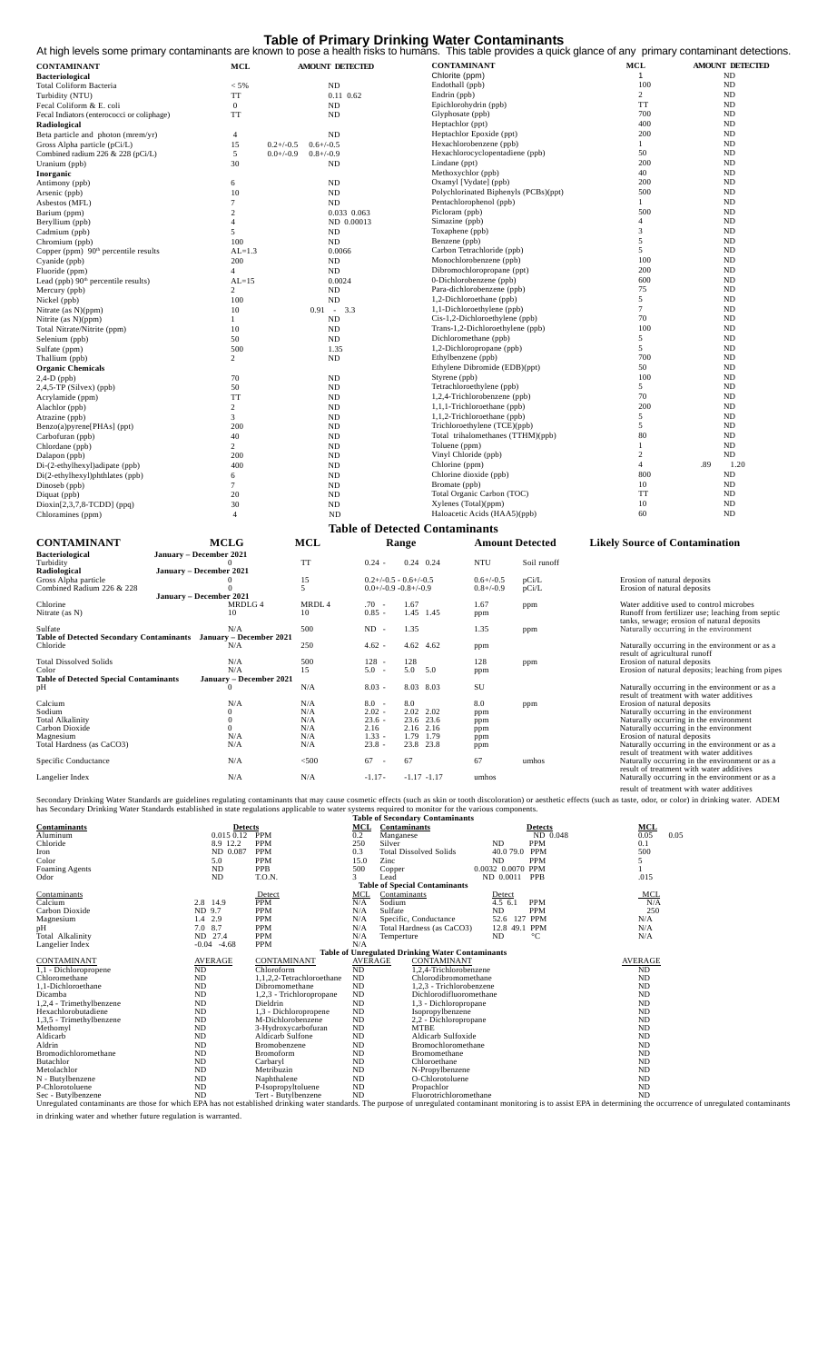# Table of Primary Drinking Water Contaminants

At high levels some primary contaminants are known to pose a health risks to humans. This table provides a quick glance of any primary contaminant detections.

| CONTAMINANT | MCL | AMOUNT DETECTED | CONTAMINANT | MCL | AMOUNT DETECTED |
|---|---|---|---|---|---|
| **Bacteriological** | | | Chlorite (ppm) | 1 | ND |
| Total Coliform Bacteria | < 5% | ND | Endothall (ppb) | 100 | ND |
| Turbidity (NTU) | TT | 0.11 0.62 | Endrin (ppb) | 2 | ND |
| Fecal Coliform & E. coli | 0 | ND | Epichlorohydrin (ppb) | TT | ND |
| Fecal Indiators (enterococci or coliphage) | TT | ND | Glyphosate (ppb) | 700 | ND |
| **Radiological** | | | Heptachlor (ppt) | 400 | ND |
| Beta particle and photon (mrem/yr) | 4 | ND | Heptachlor Epoxide (ppt) | 200 | ND |
| Gross Alpha particle (pCi/L) | 15 | 0.2+/-0.5 0.6+/-0.5 | Hexachlorobenzene (ppb) | 1 | ND |
| Combined radium 226 & 228 (pCi/L) | 5 | 0.0+/-0.9 0.8+/-0.9 | Hexachlorocyclopentadiene (ppb) | 50 | ND |
| Uranium (ppb) | 30 | ND | Lindane (ppt) | 200 | ND |
| **Inorganic** | | | Methoxychlor (ppb) | 40 | ND |
| Antimony (ppb) | 6 | ND | Oxamyl [Vydate] (ppb) | 200 | ND |
| Arsenic (ppb) | 10 | ND | Polychlorinated Biphenyls (PCBs)(ppt) | 500 | ND |
| Asbestos (MFL) | 7 | ND | Pentachlorophenol (ppb) | 1 | ND |
| Barium (ppm) | 2 | 0.033 0.063 | Picloram (ppb) | 500 | ND |
| Beryllium (ppb) | 4 | ND 0.00013 | Simazine (ppb) | 4 | ND |
| Cadmium (ppb) | 5 | ND | Toxaphene (ppb) | 3 | ND |
| Chromium (ppb) | 100 | ND | Benzene (ppb) | 5 | ND |
| Copper (ppm) 90th percentile results | AL=1.3 | 0.0066 | Carbon Tetrachloride (ppb) | 5 | ND |
| Cyanide (ppb) | 200 | ND | Monochlorobenzene (ppb) | 100 | ND |
| Fluoride (ppm) | 4 | ND | Dibromochloropropane (ppt) | 200 | ND |
| Lead (ppb) 90th percentile results) | AL=15 | 0.0024 | 0-Dichlorobenzene (ppb) | 600 | ND |
| Mercury (ppb) | 2 | ND | Para-dichlorobenzene (ppb) | 75 | ND |
| Nickel (ppb) | 100 | ND | 1,2-Dichloroethane (ppb) | 5 | ND |
| Nitrate (as N)(ppm) | 10 | 0.91 - 3.3 | 1,1-Dichloroethylene (ppb) | 7 | ND |
| Nitrite (as N)(ppm) | 1 | ND | Cis-1,2-Dichloroethylene (ppb) | 70 | ND |
| Total Nitrate/Nitrite (ppm) | 10 | ND | Trans-1,2-Dichloroethylene (ppb) | 100 | ND |
| Selenium (ppb) | 50 | ND | Dichloromethane (ppb) | 5 | ND |
| Sulfate (ppm) | 500 | 1.35 | 1,2-Dichloropropane (ppb) | 5 | ND |
| Thallium (ppb) | 2 | ND | Ethylbenzene (ppb) | 700 | ND |
| **Organic Chemicals** | | | Ethylene Dibromide (EDB)(ppt) | 50 | ND |
| 2,4-D (ppb) | 70 | ND | Styrene (ppb) | 100 | ND |
| 2,4,5-TP (Silvex) (ppb) | 50 | ND | Tetrachloroethylene (ppb) | 5 | ND |
| Acrylamide (ppm) | TT | ND | 1,2,4-Trichlorobenzene (ppb) | 70 | ND |
| Alachlor (ppb) | 2 | ND | 1,1,1-Trichloroethane (ppb) | 200 | ND |
| Atrazine (ppb) | 3 | ND | 1,1,2-Trichloroethane (ppb) | 5 | ND |
| Benzo(a)pyrene[PHAs] (ppt) | 200 | ND | Trichloroethylene (TCE)(ppb) | 5 | ND |
| Carbofuran (ppb) | 40 | ND | Total trihalomethanes (TTHM)(ppb) | 80 | ND |
| Chlordane (ppb) | 2 | ND | Toluene (ppm) | 1 | ND |
| Dalapon (ppb) | 200 | ND | Vinyl Chloride (ppb) | 2 | ND |
| Di-(2-ethylhexyl)adipate (ppb) | 400 | ND | Chlorine (ppm) | 4 | .89 1.20 |
| Di(2-ethylhexyl)phthlates (ppb) | 6 | ND | Chlorine dioxide (ppb) | 800 | ND |
| Dinoseb (ppb) | 7 | ND | Bromate (ppb) | 10 | ND |
| Diquat (ppb) | 20 | ND | Total Organic Carbon (TOC) | TT | ND |
| Dioxin[2,3,7,8-TCDD] (ppq) | 30 | ND | Xylenes (Total)(ppm) | 10 | ND |
| Chloramines (ppm) | 4 | ND | Haloacetic Acids (HAA5)(ppb) | 60 | ND |

## Table of Detected Contaminants

| CONTAMINANT | MCLG | MCL | Range | Amount Detected | | Likely Source of Contamination |
|---|---|---|---|---|---|---|
| **Bacteriological** | January – December 2021 | | | | | |
| Turbidity | 0 | TT | 0.24 - 0.24 0.24 | NTU | Soil runoff | |
| **Radiological** | January – December 2021 | | | | | |
| Gross Alpha particle | 0 | 15 | 0.2+/-0.5 - 0.6+/-0.5 | 0.6+/-0.5 | pCi/L | Erosion of natural deposits |
| Combined Radium 226 & 228 | 0 | 5 | 0.0+/-0.9 -0.8+/-0.9 | 0.8+/-0.9 | pCi/L | Erosion of natural deposits |
| | January – December 2021 | | | | | |
| Chlorine | MRDLG 4 | MRDL 4 | .70 - 1.67 | 1.67 | ppm | Water additive used to control microbes |
| Nitrate (as N) | 10 | 10 | 0.85 - 1.45 1.45 | | ppm | Runoff from fertilizer use; leaching from septic tanks, sewage; erosion of natural deposits |
| Sulfate | N/A | 500 | ND - 1.35 | 1.35 | ppm | Naturally occurring in the environment |
| **Table of Detected Secondary Contaminants** | January – December 2021 | | | | | |
| Chloride | N/A | 250 | 4.62 - 4.62 4.62 | | ppm | Naturally occurring in the environment or as a result of agricultural runoff |
| Total Dissolved Solids | N/A | 500 | 128 - 128 | 128 | ppm | Erosion of natural deposits |
| Color | N/A | 15 | 5.0 - 5.0 5.0 | | ppm | Erosion of natural deposits; leaching from pipes |
| **Table of Detected Special Contaminants** | January – December 2021 | | | | | |
| pH | 0 | N/A | 8.03 - 8.03 8.03 | | SU | Naturally occurring in the environment or as a result of treatment with water additives |
| Calcium | N/A | N/A | 8.0 - 8.0 | 8.0 | ppm | Erosion of natural deposits |
| Sodium | 0 | N/A | 2.02 - 2.02 2.02 | | ppm | Naturally occurring in the environment |
| Total Alkalinity | 0 | N/A | 23.6 - 23.6 23.6 | | ppm | Naturally occurring in the environment |
| Carbon Dioxide | 0 | N/A | 2.16 2.16 2.16 | | ppm | Naturally occurring in the environment |
| Magnesium | N/A | N/A | 1.33 - 1.79 1.79 | | ppm | Erosion of natural deposits |
| Total Hardness (as CaCO3) | N/A | N/A | 23.8 - 23.8 23.8 | | ppm | Naturally occurring in the environment or as a result of treatment with water additives |
| Specific Conductance | N/A | <500 | 67 - 67 | 67 | umhos | Naturally occurring in the environment or as a result of treatment with water additives |
| Langelier Index | N/A | N/A | -1.17- -1.17 -1.17 | | umhos | Naturally occurring in the environment or as a result of treatment with water additives |

Secondary Drinking Water Standards are guidelines regulating contaminants that may cause cosmetic effects (such as skin or tooth discoloration) or aesthetic effects (such as taste, odor, or color) in drinking water. ADEM has Secondary Drinking Water Standards established in state regulations applicable to water systems required to monitor for the various components.

### Table of Secondary Contaminants

| Contaminants | Detects | | MCL | Contaminants | Detects | | MCL |
|---|---|---|---|---|---|---|---|
| Aluminum | 0.015 0.12 | PPM | 0.2 | Manganese | ND 0.048 | | 0.05 0.05 |
| Chloride | 8.9 12.2 | PPM | 250 | Silver | ND | PPM | 0.1 |
| Iron | ND 0.087 | PPM | 0.3 | Total Dissolved Solids | 40.0 79.0 | PPM | 500 |
| Color | 5.0 | PPM | 15.0 | Zinc | ND | PPM | 5 |
| Foaming Agents | ND | PPB | 500 | Copper | 0.0032 0.0070 | PPM | 1 |
| Odor | ND | T.O.N. | 3 | Lead | ND 0.0011 | PPB | .015 |

### Table of Special Contaminants

| Contaminants | Detect | | MCL | Contaminants | Detect | | MCL |
|---|---|---|---|---|---|---|---|
| Calcium | 2.8 14.9 | PPM | N/A | Sodium | 4.5 6.1 | PPM | N/A |
| Carbon Dioxide | ND 9.7 | PPM | N/A | Sulfate | ND | PPM | 250 |
| Magnesium | 1.4 2.9 | PPM | N/A | Specific, Conductance | 52.6 127 | PPM | N/A |
| pH | 7.0 8.7 | PPM | N/A | Total Hardness (as CaCO3) | 12.8 49.1 | PPM | N/A |
| Total Alkalinity | ND 27.4 | PPM | N/A | Temperture | ND | °C | N/A |
| Langelier Index | -0.04 -4.68 | PPM | N/A | | | | |

### Table of Unregulated Drinking Water Contaminants

| CONTAMINANT | AVERAGE | CONTAMINANT | AVERAGE | CONTAMINANT | AVERAGE |
|---|---|---|---|---|---|
| 1,1 - Dichloropropene | ND | Chloroform | ND | 1,2,4-Trichlorobenzene | ND |
| Chloromethane | ND | 1,1,2,2-Tetrachloroethane | ND | Chlorodibromomethane | ND |
| 1,1-Dichloroethane | ND | Dibromomethane | ND | 1,2,3 - Trichlorobenzene | ND |
| Dicamba | ND | 1,2,3 - Trichloropropane | ND | Dichlorodifluoromethane | ND |
| 1,2,4 - Trimethylbenzene | ND | Dieldrin | ND | 1,3 - Dichloropropane | ND |
| Hexachlorobutadiene | ND | 1,3 - Dichloropropene | ND | Isopropylbenzene | ND |
| 1,3,5 - Trimethylbenzene | ND | M-Dichlorobenzene | ND | 2,2 - Dichloropropane | ND |
| Methomyl | ND | 3-Hydroxycarbofuran | ND | MTBE | ND |
| Aldicarb | ND | Aldicarb Sulfone | ND | Aldicarb Sulfoxide | ND |
| Aldrin | ND | Bromobenzene | ND | Bromochloromethane | ND |
| Bromodichloromethane | ND | Bromoform | ND | Bromomethane | ND |
| Butachlor | ND | Carbaryl | ND | Chloroethane | ND |
| Metolachlor | ND | Metribuzin | ND | N-Propylbenzene | ND |
| N - Butylbenzene | ND | Naphthalene | ND | O-Chlorotoluene | ND |
| P-Chlorotoluene | ND | P-Isopropyltoluene | ND | Propachlor | ND |
| Sec - Butylbenzene | ND | Tert - Butylbenzene | ND | Fluorotrichloromethane | ND |

Unregulated contaminants are those for which EPA has not established drinking water standards. The purpose of unregulated contaminant monitoring is to assist EPA in determining the occurrence of unregulated contaminants in drinking water and whether future regulation is warranted.